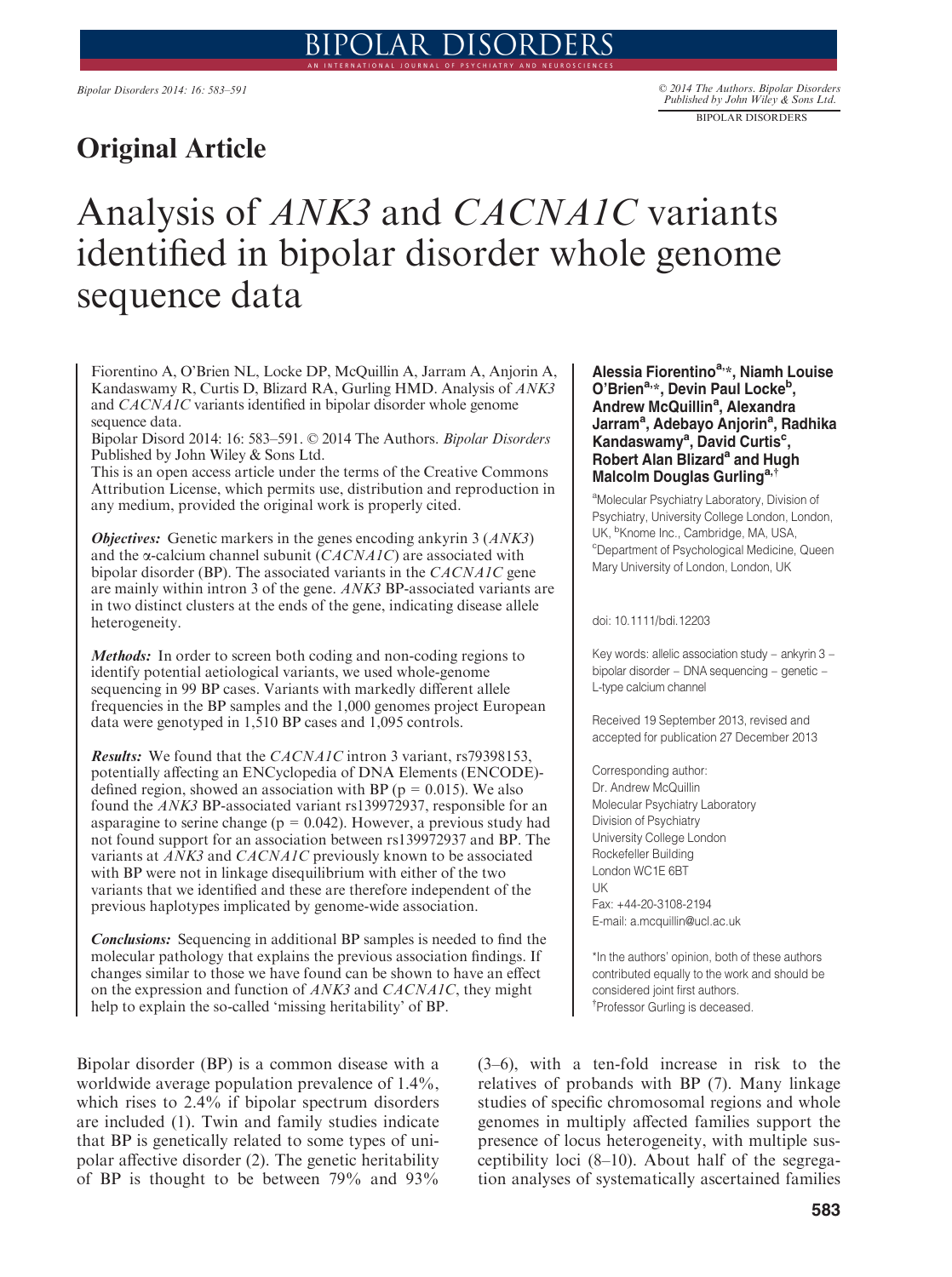## Original Article

# Analysis of *ANK3* and *CACNA1C* variants identified in bipolar disorder whole genome sequence data

**Alessia Fiorentino[a,*], Niamh Louise O'Brien[a,*], Devin Paul Locke[b], Andrew McQuillin[a], Alexandra Jarram[a], Adebayo Anjorin[a], Radhika Kandaswamy[a], David Curtis[c], Robert Alan Blizard[a] and Hugh Malcolm Douglas Gurling[a,†]**

[a]Molecular Psychiatry Laboratory, Division of Psychiatry, University College London, London, UK, [b]Knome Inc., Cambridge, MA, USA, [c]Department of Psychological Medicine, Queen Mary University of London, London, UK

doi: 10.1111/bdi.12203

Key words: allelic association study – ankyrin 3 – bipolar disorder – DNA sequencing – genetic – L-type calcium channel

Received 19 September 2013, revised and accepted for publication 27 December 2013

Corresponding author:
Dr. Andrew McQuillin
Molecular Psychiatry Laboratory
Division of Psychiatry
University College London
Rockefeller Building
London WC1E 6BT
UK
Fax: +44-20-3108-2194
E-mail: a.mcquillin@ucl.ac.uk

*In the authors' opinion, both of these authors contributed equally to the work and should be considered joint first authors.
†Professor Gurling is deceased.

Fiorentino A, O'Brien NL, Locke DP, McQuillin A, Jarram A, Anjorin A, Kandaswamy R, Curtis D, Blizard RA, Gurling HMD. Analysis of *ANK3* and *CACNA1C* variants identified in bipolar disorder whole genome sequence data.
Bipolar Disord 2014: 16: 583–591. © 2014 The Authors. *Bipolar Disorders* Published by John Wiley & Sons Ltd.
This is an open access article under the terms of the Creative Commons Attribution License, which permits use, distribution and reproduction in any medium, provided the original work is properly cited.

***Objectives:*** Genetic markers in the genes encoding ankyrin 3 (*ANK3*) and the α-calcium channel subunit (*CACNA1C*) are associated with bipolar disorder (BP). The associated variants in the *CACNA1C* gene are mainly within intron 3 of the gene. *ANK3* BP-associated variants are in two distinct clusters at the ends of the gene, indicating disease allele heterogeneity.

***Methods:*** In order to screen both coding and non-coding regions to identify potential aetiological variants, we used whole-genome sequencing in 99 BP cases. Variants with markedly different allele frequencies in the BP samples and the 1,000 genomes project European data were genotyped in 1,510 BP cases and 1,095 controls.

***Results:*** We found that the *CACNA1C* intron 3 variant, rs79398153, potentially affecting an ENCyclopedia of DNA Elements (ENCODE)-defined region, showed an association with BP ($p = 0.015$). We also found the *ANK3* BP-associated variant rs139972937, responsible for an asparagine to serine change ($p = 0.042$). However, a previous study had not found support for an association between rs139972937 and BP. The variants at *ANK3* and *CACNA1C* previously known to be associated with BP were not in linkage disequilibrium with either of the two variants that we identified and these are therefore independent of the previous haplotypes implicated by genome-wide association.

***Conclusions:*** Sequencing in additional BP samples is needed to find the molecular pathology that explains the previous association findings. If changes similar to those we have found can be shown to have an effect on the expression and function of *ANK3* and *CACNA1C*, they might help to explain the so-called 'missing heritability' of BP.

Bipolar disorder (BP) is a common disease with a worldwide average population prevalence of 1.4%, which rises to 2.4% if bipolar spectrum disorders are included (1). Twin and family studies indicate that BP is genetically related to some types of unipolar affective disorder (2). The genetic heritability of BP is thought to be between 79% and 93% (3–6), with a ten-fold increase in risk to the relatives of probands with BP (7). Many linkage studies of specific chromosomal regions and whole genomes in multiply affected families support the presence of locus heterogeneity, with multiple susceptibility loci (8–10). About half of the segregation analyses of systematically ascertained families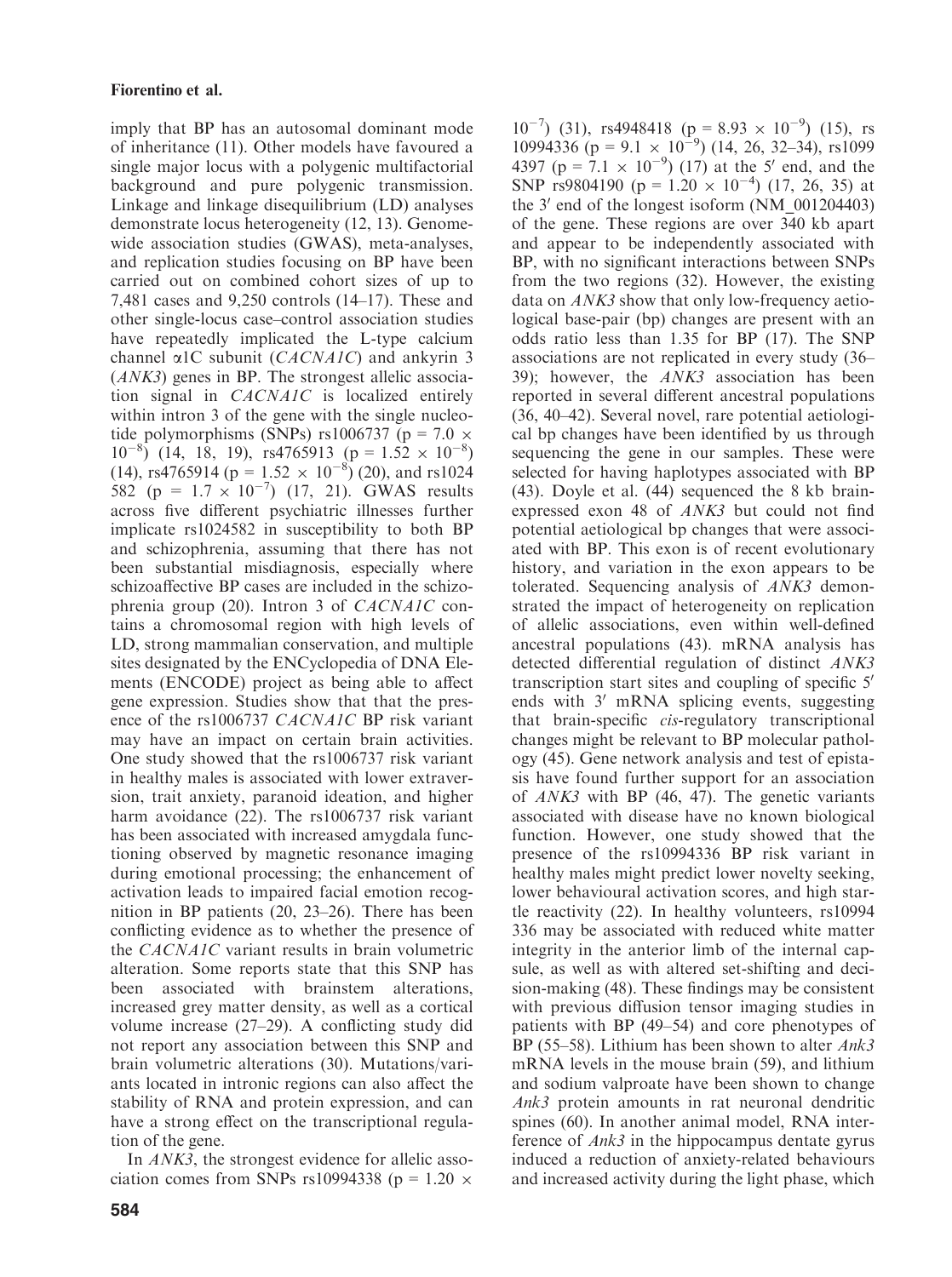imply that BP has an autosomal dominant mode of inheritance (11). Other models have favoured a single major locus with a polygenic multifactorial background and pure polygenic transmission. Linkage and linkage disequilibrium (LD) analyses demonstrate locus heterogeneity (12, 13). Genome-wide association studies (GWAS), meta-analyses, and replication studies focusing on BP have been carried out on combined cohort sizes of up to 7,481 cases and 9,250 controls (14–17). These and other single-locus case–control association studies have repeatedly implicated the L-type calcium channel α1C subunit (*CACNA1C*) and ankyrin 3 (*ANK3*) genes in BP. The strongest allelic association signal in *CACNA1C* is localized entirely within intron 3 of the gene with the single nucleotide polymorphisms (SNPs) rs1006737 ($p = 7.0 \times 10^{-8}$) (14, 18, 19), rs4765913 ($p = 1.52 \times 10^{-8}$) (14), rs4765914 ($p = 1.52 \times 10^{-8}$) (20), and rs1024582 ($p = 1.7 \times 10^{-7}$) (17, 21). GWAS results across five different psychiatric illnesses further implicate rs1024582 in susceptibility to both BP and schizophrenia, assuming that there has not been substantial misdiagnosis, especially where schizoaffective BP cases are included in the schizophrenia group (20). Intron 3 of *CACNA1C* contains a chromosomal region with high levels of LD, strong mammalian conservation, and multiple sites designated by the ENCyclopedia of DNA Elements (ENCODE) project as being able to affect gene expression. Studies show that that the presence of the rs1006737 *CACNA1C* BP risk variant may have an impact on certain brain activities. One study showed that the rs1006737 risk variant in healthy males is associated with lower extraversion, trait anxiety, paranoid ideation, and higher harm avoidance (22). The rs1006737 risk variant has been associated with increased amygdala functioning observed by magnetic resonance imaging during emotional processing; the enhancement of activation leads to impaired facial emotion recognition in BP patients (20, 23–26). There has been conflicting evidence as to whether the presence of the *CACNA1C* variant results in brain volumetric alteration. Some reports state that this SNP has been associated with brainstem alterations, increased grey matter density, as well as a cortical volume increase (27–29). A conflicting study did not report any association between this SNP and brain volumetric alterations (30). Mutations/variants located in intronic regions can also affect the stability of RNA and protein expression, and can have a strong effect on the transcriptional regulation of the gene.

In *ANK3*, the strongest evidence for allelic association comes from SNPs rs10994338 ($p = 1.20 \times 10^{-7}$) (31), rs4948418 ($p = 8.93 \times 10^{-9}$) (15), rs10994336 ($p = 9.1 \times 10^{-9}$) (14, 26, 32–34), rs10994397 ($p = 7.1 \times 10^{-9}$) (17) at the 5′ end, and the SNP rs9804190 ($p = 1.20 \times 10^{-4}$) (17, 26, 35) at the 3′ end of the longest isoform (NM_001204403) of the gene. These regions are over 340 kb apart and appear to be independently associated with BP, with no significant interactions between SNPs from the two regions (32). However, the existing data on *ANK3* show that only low-frequency aetiological base-pair (bp) changes are present with an odds ratio less than 1.35 for BP (17). The SNP associations are not replicated in every study (36–39); however, the *ANK3* association has been reported in several different ancestral populations (36, 40–42). Several novel, rare potential aetiological bp changes have been identified by us through sequencing the gene in our samples. These were selected for having haplotypes associated with BP (43). Doyle et al. (44) sequenced the 8 kb brain-expressed exon 48 of *ANK3* but could not find potential aetiological bp changes that were associated with BP. This exon is of recent evolutionary history, and variation in the exon appears to be tolerated. Sequencing analysis of *ANK3* demonstrated the impact of heterogeneity on replication of allelic associations, even within well-defined ancestral populations (43). mRNA analysis has detected differential regulation of distinct *ANK3* transcription start sites and coupling of specific 5′ ends with 3′ mRNA splicing events, suggesting that brain-specific *cis*-regulatory transcriptional changes might be relevant to BP molecular pathology (45). Gene network analysis and test of epistasis have found further support for an association of *ANK3* with BP (46, 47). The genetic variants associated with disease have no known biological function. However, one study showed that the presence of the rs10994336 BP risk variant in healthy males might predict lower novelty seeking, lower behavioural activation scores, and high startle reactivity (22). In healthy volunteers, rs10994336 may be associated with reduced white matter integrity in the anterior limb of the internal capsule, as well as with altered set-shifting and decision-making (48). These findings may be consistent with previous diffusion tensor imaging studies in patients with BP (49–54) and core phenotypes of BP (55–58). Lithium has been shown to alter *Ank3* mRNA levels in the mouse brain (59), and lithium and sodium valproate have been shown to change *Ank3* protein amounts in rat neuronal dendritic spines (60). In another animal model, RNA interference of *Ank3* in the hippocampus dentate gyrus induced a reduction of anxiety-related behaviours and increased activity during the light phase, which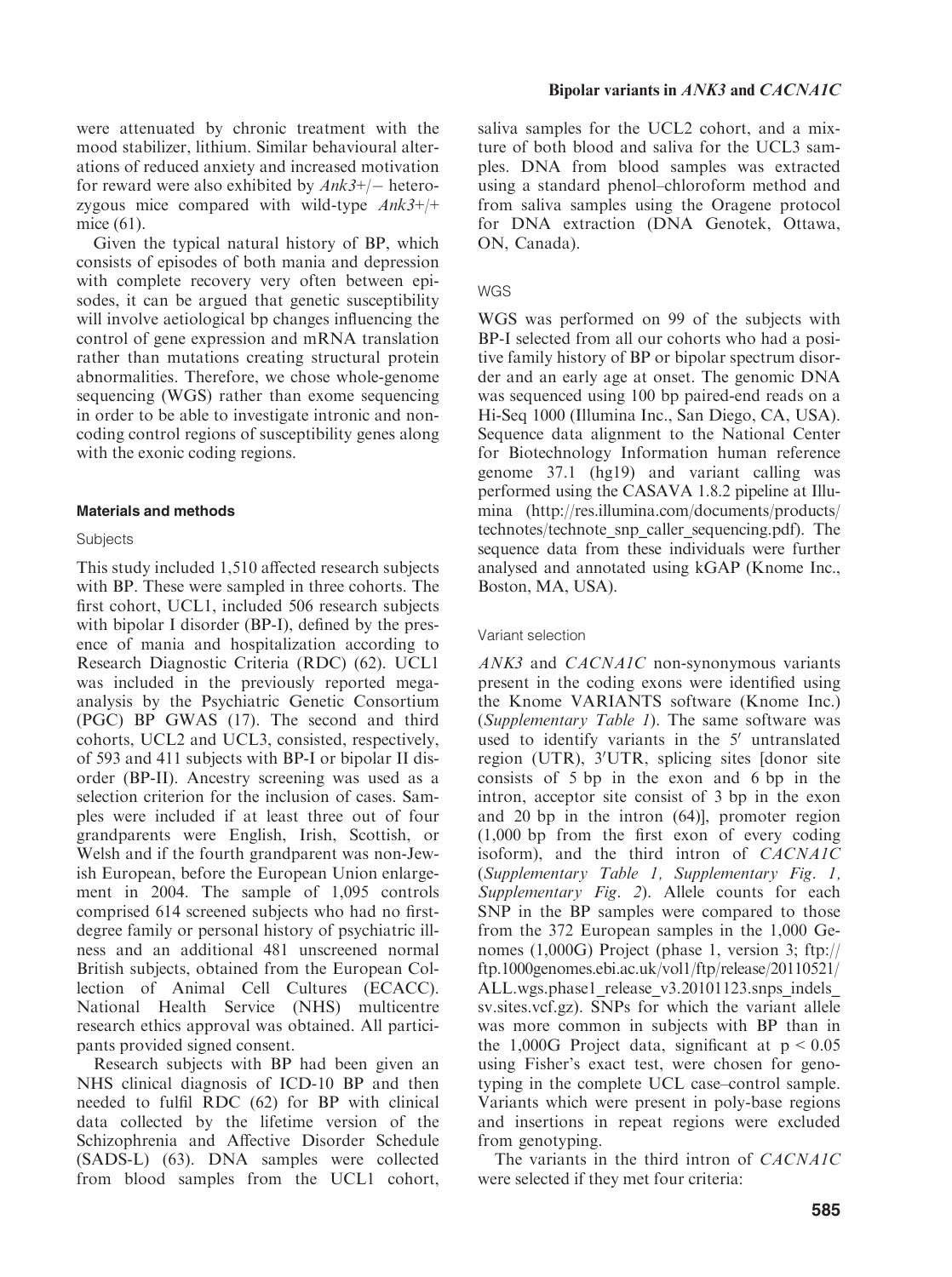were attenuated by chronic treatment with the mood stabilizer, lithium. Similar behavioural alterations of reduced anxiety and increased motivation for reward were also exhibited by *Ank3*+/− heterozygous mice compared with wild-type *Ank3*+/+ mice (61).

Given the typical natural history of BP, which consists of episodes of both mania and depression with complete recovery very often between episodes, it can be argued that genetic susceptibility will involve aetiological bp changes influencing the control of gene expression and mRNA translation rather than mutations creating structural protein abnormalities. Therefore, we chose whole-genome sequencing (WGS) rather than exome sequencing in order to be able to investigate intronic and non-coding control regions of susceptibility genes along with the exonic coding regions.

## Materials and methods

### Subjects

This study included 1,510 affected research subjects with BP. These were sampled in three cohorts. The first cohort, UCL1, included 506 research subjects with bipolar I disorder (BP-I), defined by the presence of mania and hospitalization according to Research Diagnostic Criteria (RDC) (62). UCL1 was included in the previously reported mega-analysis by the Psychiatric Genetic Consortium (PGC) BP GWAS (17). The second and third cohorts, UCL2 and UCL3, consisted, respectively, of 593 and 411 subjects with BP-I or bipolar II disorder (BP-II). Ancestry screening was used as a selection criterion for the inclusion of cases. Samples were included if at least three out of four grandparents were English, Irish, Scottish, or Welsh and if the fourth grandparent was non-Jewish European, before the European Union enlargement in 2004. The sample of 1,095 controls comprised 614 screened subjects who had no first-degree family or personal history of psychiatric illness and an additional 481 unscreened normal British subjects, obtained from the European Collection of Animal Cell Cultures (ECACC). National Health Service (NHS) multicentre research ethics approval was obtained. All participants provided signed consent.

Research subjects with BP had been given an NHS clinical diagnosis of ICD-10 BP and then needed to fulfil RDC (62) for BP with clinical data collected by the lifetime version of the Schizophrenia and Affective Disorder Schedule (SADS-L) (63). DNA samples were collected from blood samples from the UCL1 cohort, saliva samples for the UCL2 cohort, and a mixture of both blood and saliva for the UCL3 samples. DNA from blood samples was extracted using a standard phenol–chloroform method and from saliva samples using the Oragene protocol for DNA extraction (DNA Genotek, Ottawa, ON, Canada).

### WGS

WGS was performed on 99 of the subjects with BP-I selected from all our cohorts who had a positive family history of BP or bipolar spectrum disorder and an early age at onset. The genomic DNA was sequenced using 100 bp paired-end reads on a Hi-Seq 1000 (Illumina Inc., San Diego, CA, USA). Sequence data alignment to the National Center for Biotechnology Information human reference genome 37.1 (hg19) and variant calling was performed using the CASAVA 1.8.2 pipeline at Illumina (http://res.illumina.com/documents/products/technotes/technote_snp_caller_sequencing.pdf). The sequence data from these individuals were further analysed and annotated using kGAP (Knome Inc., Boston, MA, USA).

### Variant selection

*ANK3* and *CACNA1C* non-synonymous variants present in the coding exons were identified using the Knome VARIANTS software (Knome Inc.) (*Supplementary Table 1*). The same software was used to identify variants in the 5′ untranslated region (UTR), 3′UTR, splicing sites [donor site consists of 5 bp in the exon and 6 bp in the intron, acceptor site consist of 3 bp in the exon and 20 bp in the intron (64)], promoter region (1,000 bp from the first exon of every coding isoform), and the third intron of *CACNA1C* (*Supplementary Table 1, Supplementary Fig. 1, Supplementary Fig. 2*). Allele counts for each SNP in the BP samples were compared to those from the 372 European samples in the 1,000 Genomes (1,000G) Project (phase 1, version 3; ftp://ftp.1000genomes.ebi.ac.uk/vol1/ftp/release/20110521/ALL.wgs.phase1_release_v3.20101123.snps_indels_sv.sites.vcf.gz). SNPs for which the variant allele was more common in subjects with BP than in the 1,000G Project data, significant at $p < 0.05$ using Fisher's exact test, were chosen for genotyping in the complete UCL case–control sample. Variants which were present in poly-base regions and insertions in repeat regions were excluded from genotyping.

The variants in the third intron of *CACNA1C* were selected if they met four criteria: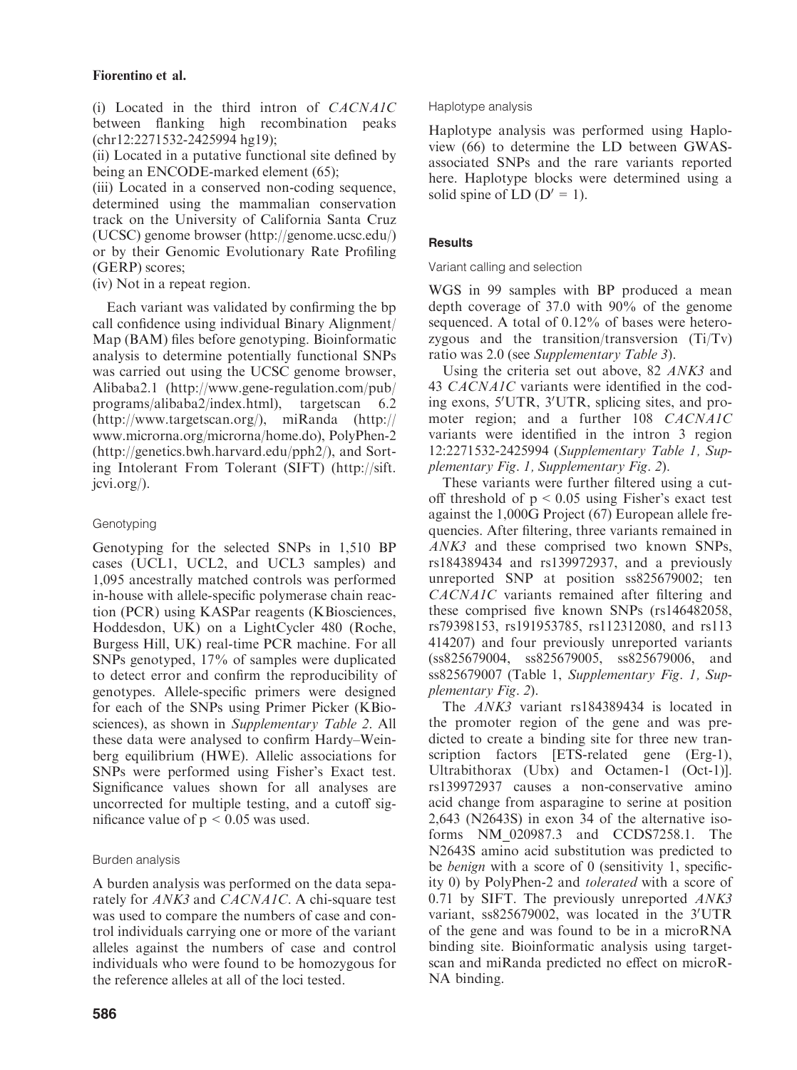(i) Located in the third intron of *CACNA1C* between flanking high recombination peaks (chr12:2271532-2425994 hg19);

(ii) Located in a putative functional site defined by being an ENCODE-marked element (65);

(iii) Located in a conserved non-coding sequence, determined using the mammalian conservation track on the University of California Santa Cruz (UCSC) genome browser (http://genome.ucsc.edu/) or by their Genomic Evolutionary Rate Profiling (GERP) scores;

(iv) Not in a repeat region.

Each variant was validated by confirming the bp call confidence using individual Binary Alignment/Map (BAM) files before genotyping. Bioinformatic analysis to determine potentially functional SNPs was carried out using the UCSC genome browser, Alibaba2.1 (http://www.gene-regulation.com/pub/programs/alibaba2/index.html), targetscan 6.2 (http://www.targetscan.org/), miRanda (http://www.microrna.org/microrna/home.do), PolyPhen-2 (http://genetics.bwh.harvard.edu/pph2/), and Sorting Intolerant From Tolerant (SIFT) (http://sift.jcvi.org/).

### Genotyping

Genotyping for the selected SNPs in 1,510 BP cases (UCL1, UCL2, and UCL3 samples) and 1,095 ancestrally matched controls was performed in-house with allele-specific polymerase chain reaction (PCR) using KASPar reagents (KBiosciences, Hoddesdon, UK) on a LightCycler 480 (Roche, Burgess Hill, UK) real-time PCR machine. For all SNPs genotyped, 17% of samples were duplicated to detect error and confirm the reproducibility of genotypes. Allele-specific primers were designed for each of the SNPs using Primer Picker (KBiosciences), as shown in *Supplementary Table 2*. All these data were analysed to confirm Hardy–Weinberg equilibrium (HWE). Allelic associations for SNPs were performed using Fisher's Exact test. Significance values shown for all analyses are uncorrected for multiple testing, and a cutoff significance value of $p < 0.05$ was used.

### Burden analysis

A burden analysis was performed on the data separately for *ANK3* and *CACNA1C*. A chi-square test was used to compare the numbers of case and control individuals carrying one or more of the variant alleles against the numbers of case and control individuals who were found to be homozygous for the reference alleles at all of the loci tested.

### Haplotype analysis

Haplotype analysis was performed using Haploview (66) to determine the LD between GWAS-associated SNPs and the rare variants reported here. Haplotype blocks were determined using a solid spine of LD ($D' = 1$).

## Results

### Variant calling and selection

WGS in 99 samples with BP produced a mean depth coverage of 37.0 with 90% of the genome sequenced. A total of 0.12% of bases were heterozygous and the transition/transversion (Ti/Tv) ratio was 2.0 (see *Supplementary Table 3*).

Using the criteria set out above, 82 *ANK3* and 43 *CACNA1C* variants were identified in the coding exons, 5′UTR, 3′UTR, splicing sites, and promoter region; and a further 108 *CACNA1C* variants were identified in the intron 3 region 12:2271532-2425994 (*Supplementary Table 1, Supplementary Fig. 1, Supplementary Fig. 2*).

These variants were further filtered using a cutoff threshold of $p < 0.05$ using Fisher's exact test against the 1,000G Project (67) European allele frequencies. After filtering, three variants remained in *ANK3* and these comprised two known SNPs, rs184389434 and rs139972937, and a previously unreported SNP at position ss825679002; ten *CACNA1C* variants remained after filtering and these comprised five known SNPs (rs146482058, rs79398153, rs191953785, rs112312080, and rs113414207) and four previously unreported variants (ss825679004, ss825679005, ss825679006, and ss825679007 (Table 1, *Supplementary Fig. 1, Supplementary Fig. 2*).

The *ANK3* variant rs184389434 is located in the promoter region of the gene and was predicted to create a binding site for three new transcription factors [ETS-related gene (Erg-1), Ultrabithorax (Ubx) and Octamen-1 (Oct-1)]. rs139972937 causes a non-conservative amino acid change from asparagine to serine at position 2,643 (N2643S) in exon 34 of the alternative isoforms NM_020987.3 and CCDS7258.1. The N2643S amino acid substitution was predicted to be *benign* with a score of 0 (sensitivity 1, specificity 0) by PolyPhen-2 and *tolerated* with a score of 0.71 by SIFT. The previously unreported *ANK3* variant, ss825679002, was located in the 3′UTR of the gene and was found to be in a microRNA binding site. Bioinformatic analysis using targetscan and miRanda predicted no effect on microRNA binding.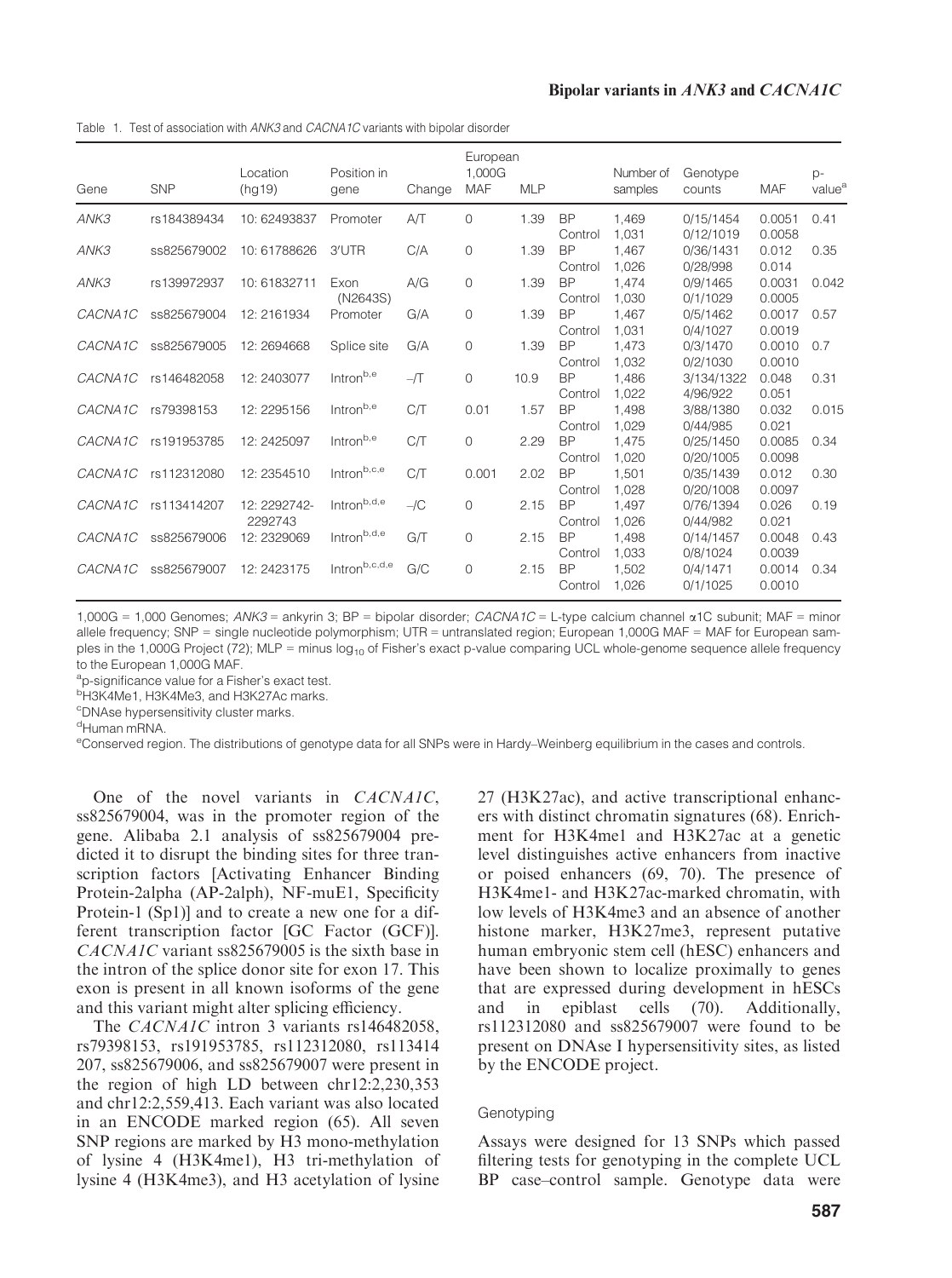Table 1. Test of association with *ANK3* and *CACNA1C* variants with bipolar disorder

| Gene | SNP | Location (hg19) | Position in gene | Change | European 1,000G MAF | MLP | | Number of samples | Genotype counts | MAF | p-value[a] |
|---|---|---|---|---|---|---|---|---|---|---|---|
| *ANK3* | rs184389434 | 10: 62493837 | Promoter | A/T | 0 | 1.39 | BP | 1,469 | 0/15/1454 | 0.0051 | 0.41 |
| | | | | | | | Control | 1,031 | 0/12/1019 | 0.0058 | |
| *ANK3* | ss825679002 | 10: 61788626 | 3′UTR | C/A | 0 | 1.39 | BP | 1,467 | 0/36/1431 | 0.012 | 0.35 |
| | | | | | | | Control | 1,026 | 0/28/998 | 0.014 | |
| *ANK3* | rs139972937 | 10: 61832711 | Exon (N2643S) | A/G | 0 | 1.39 | BP | 1,474 | 0/9/1465 | 0.0031 | 0.042 |
| | | | | | | | Control | 1,030 | 0/1/1029 | 0.0005 | |
| *CACNA1C* | ss825679004 | 12: 2161934 | Promoter | G/A | 0 | 1.39 | BP | 1,467 | 0/5/1462 | 0.0017 | 0.57 |
| | | | | | | | Control | 1,031 | 0/4/1027 | 0.0019 | |
| *CACNA1C* | ss825679005 | 12: 2694668 | Splice site | G/A | 0 | 1.39 | BP | 1,473 | 0/3/1470 | 0.0010 | 0.7 |
| | | | | | | | Control | 1,032 | 0/2/1030 | 0.0010 | |
| *CACNA1C* | rs146482058 | 12: 2403077 | Intron[b,e] | –/T | 0 | 10.9 | BP | 1,486 | 3/134/1322 | 0.048 | 0.31 |
| | | | | | | | Control | 1,022 | 4/96/922 | 0.051 | |
| *CACNA1C* | rs79398153 | 12: 2295156 | Intron[b,e] | C/T | 0.01 | 1.57 | BP | 1,498 | 3/88/1380 | 0.032 | 0.015 |
| | | | | | | | Control | 1,029 | 0/44/985 | 0.021 | |
| *CACNA1C* | rs191953785 | 12: 2425097 | Intron[b,e] | C/T | 0 | 2.29 | BP | 1,475 | 0/25/1450 | 0.0085 | 0.34 |
| | | | | | | | Control | 1,020 | 0/20/1005 | 0.0098 | |
| *CACNA1C* | rs112312080 | 12: 2354510 | Intron[b,c,e] | C/T | 0.001 | 2.02 | BP | 1,501 | 0/35/1439 | 0.012 | 0.30 |
| | | | | | | | Control | 1,028 | 0/20/1008 | 0.0097 | |
| *CACNA1C* | rs113414207 | 12: 2292742-2292743 | Intron[b,d,e] | –/C | 0 | 2.15 | BP | 1,497 | 0/76/1394 | 0.026 | 0.19 |
| | | | | | | | Control | 1,026 | 0/44/982 | 0.021 | |
| *CACNA1C* | ss825679006 | 12: 2329069 | Intron[b,d,e] | G/T | 0 | 2.15 | BP | 1,498 | 0/14/1457 | 0.0048 | 0.43 |
| | | | | | | | Control | 1,033 | 0/8/1024 | 0.0039 | |
| *CACNA1C* | ss825679007 | 12: 2423175 | Intron[b,c,d,e] | G/C | 0 | 2.15 | BP | 1,502 | 0/4/1471 | 0.0014 | 0.34 |
| | | | | | | | Control | 1,026 | 0/1/1025 | 0.0010 | |

1,000G = 1,000 Genomes; *ANK3* = ankyrin 3; BP = bipolar disorder; *CACNA1C* = L-type calcium channel α1C subunit; MAF = minor allele frequency; SNP = single nucleotide polymorphism; UTR = untranslated region; European 1,000G MAF = MAF for European samples in the 1,000G Project (72); MLP = minus $\log_{10}$ of Fisher's exact p-value comparing UCL whole-genome sequence allele frequency to the European 1,000G MAF.

[a]p-significance value for a Fisher's exact test.

[b]H3K4Me1, H3K4Me3, and H3K27Ac marks.

[c]DNAse hypersensitivity cluster marks.

[d]Human mRNA.

[e]Conserved region. The distributions of genotype data for all SNPs were in Hardy–Weinberg equilibrium in the cases and controls.

One of the novel variants in *CACNA1C*, ss825679004, was in the promoter region of the gene. Alibaba 2.1 analysis of ss825679004 predicted it to disrupt the binding sites for three transcription factors [Activating Enhancer Binding Protein-2alpha (AP-2alph), NF-muE1, Specificity Protein-1 (Sp1)] and to create a new one for a different transcription factor [GC Factor (GCF)]. *CACNA1C* variant ss825679005 is the sixth base in the intron of the splice donor site for exon 17. This exon is present in all known isoforms of the gene and this variant might alter splicing efficiency.

The *CACNA1C* intron 3 variants rs146482058, rs79398153, rs191953785, rs112312080, rs113414207, ss825679006, and ss825679007 were present in the region of high LD between chr12:2,230,353 and chr12:2,559,413. Each variant was also located in an ENCODE marked region (65). All seven SNP regions are marked by H3 mono-methylation of lysine 4 (H3K4me1), H3 tri-methylation of lysine 4 (H3K4me3), and H3 acetylation of lysine 27 (H3K27ac), and active transcriptional enhancers with distinct chromatin signatures (68). Enrichment for H3K4me1 and H3K27ac at a genetic level distinguishes active enhancers from inactive or poised enhancers (69, 70). The presence of H3K4me1- and H3K27ac-marked chromatin, with low levels of H3K4me3 and an absence of another histone marker, H3K27me3, represent putative human embryonic stem cell (hESC) enhancers and have been shown to localize proximally to genes that are expressed during development in hESCs and in epiblast cells (70). Additionally, rs112312080 and ss825679007 were found to be present on DNAse I hypersensitivity sites, as listed by the ENCODE project.

### Genotyping

Assays were designed for 13 SNPs which passed filtering tests for genotyping in the complete UCL BP case–control sample. Genotype data were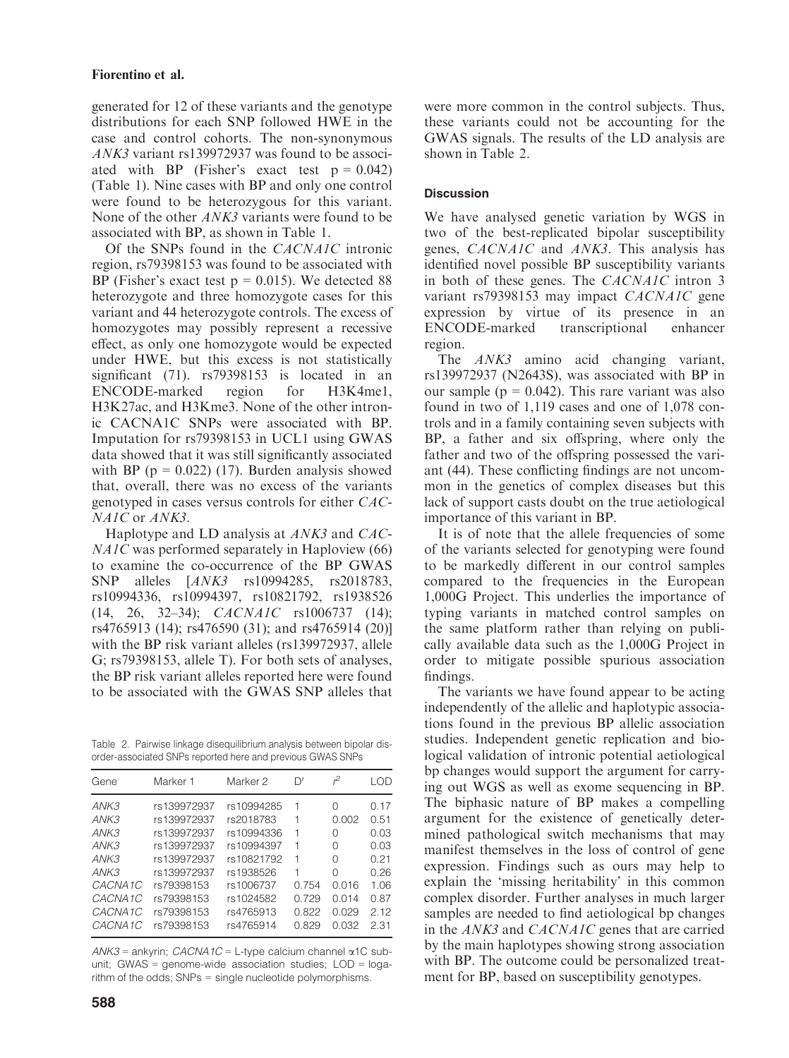generated for 12 of these variants and the genotype distributions for each SNP followed HWE in the case and control cohorts. The non-synonymous *ANK3* variant rs139972937 was found to be associated with BP (Fisher's exact test $p = 0.042$) (Table 1). Nine cases with BP and only one control were found to be heterozygous for this variant. None of the other *ANK3* variants were found to be associated with BP, as shown in Table 1.

Of the SNPs found in the *CACNA1C* intronic region, rs79398153 was found to be associated with BP (Fisher's exact test $p = 0.015$). We detected 88 heterozygote and three homozygote cases for this variant and 44 heterozygote controls. The excess of homozygotes may possibly represent a recessive effect, as only one homozygote would be expected under HWE, but this excess is not statistically significant (71). rs79398153 is located in an ENCODE-marked region for H3K4me1, H3K27ac, and H3Kme3. None of the other intronic CACNA1C SNPs were associated with BP. Imputation for rs79398153 in UCL1 using GWAS data showed that it was still significantly associated with BP ($p = 0.022$) (17). Burden analysis showed that, overall, there was no excess of the variants genotyped in cases versus controls for either *CACNA1C* or *ANK3*.

Haplotype and LD analysis at *ANK3* and *CACNA1C* was performed separately in Haploview (66) to examine the co-occurrence of the BP GWAS SNP alleles [*ANK3* rs10994285, rs2018783, rs10994336, rs10994397, rs10821792, rs1938526 (14, 26, 32–34); *CACNA1C* rs1006737 (14); rs4765913 (14); rs476590 (31); and rs4765914 (20)] with the BP risk variant alleles (rs139972937, allele G; rs79398153, allele T). For both sets of analyses, the BP risk variant alleles reported here were found to be associated with the GWAS SNP alleles that were more common in the control subjects. Thus, these variants could not be accounting for the GWAS signals. The results of the LD analysis are shown in Table 2.

Table 2. Pairwise linkage disequilibrium analysis between bipolar disorder-associated SNPs reported here and previous GWAS SNPs

| Gene | Marker 1 | Marker 2 | D′ | $r^2$ | LOD |
|---|---|---|---|---|---|
| *ANK3* | rs139972937 | rs10994285 | 1 | 0 | 0.17 |
| *ANK3* | rs139972937 | rs2018783 | 1 | 0.002 | 0.51 |
| *ANK3* | rs139972937 | rs10994336 | 1 | 0 | 0.03 |
| *ANK3* | rs139972937 | rs10994397 | 1 | 0 | 0.03 |
| *ANK3* | rs139972937 | rs10821792 | 1 | 0 | 0.21 |
| *ANK3* | rs139972937 | rs1938526 | 1 | 0 | 0.26 |
| *CACNA1C* | rs79398153 | rs1006737 | 0.754 | 0.016 | 1.06 |
| *CACNA1C* | rs79398153 | rs1024582 | 0.729 | 0.014 | 0.87 |
| *CACNA1C* | rs79398153 | rs4765913 | 0.822 | 0.029 | 2.12 |
| *CACNA1C* | rs79398153 | rs4765914 | 0.829 | 0.032 | 2.31 |

*ANK3* = ankyrin; *CACNA1C* = L-type calcium channel α1C subunit; GWAS = genome-wide association studies; LOD = logarithm of the odds; SNPs = single nucleotide polymorphisms.

## Discussion

We have analysed genetic variation by WGS in two of the best-replicated bipolar susceptibility genes, *CACNA1C* and *ANK3*. This analysis has identified novel possible BP susceptibility variants in both of these genes. The *CACNA1C* intron 3 variant rs79398153 may impact *CACNA1C* gene expression by virtue of its presence in an ENCODE-marked transcriptional enhancer region.

The *ANK3* amino acid changing variant, rs139972937 (N2643S), was associated with BP in our sample ($p = 0.042$). This rare variant was also found in two of 1,119 cases and one of 1,078 controls and in a family containing seven subjects with BP, a father and six offspring, where only the father and two of the offspring possessed the variant (44). These conflicting findings are not uncommon in the genetics of complex diseases but this lack of support casts doubt on the true aetiological importance of this variant in BP.

It is of note that the allele frequencies of some of the variants selected for genotyping were found to be markedly different in our control samples compared to the frequencies in the European 1,000G Project. This underlies the importance of typing variants in matched control samples on the same platform rather than relying on publically available data such as the 1,000G Project in order to mitigate possible spurious association findings.

The variants we have found appear to be acting independently of the allelic and haplotypic associations found in the previous BP allelic association studies. Independent genetic replication and biological validation of intronic potential aetiological bp changes would support the argument for carrying out WGS as well as exome sequencing in BP. The biphasic nature of BP makes a compelling argument for the existence of genetically determined pathological switch mechanisms that may manifest themselves in the loss of control of gene expression. Findings such as ours may help to explain the 'missing heritability' in this common complex disorder. Further analyses in much larger samples are needed to find aetiological bp changes in the *ANK3* and *CACNA1C* genes that are carried by the main haplotypes showing strong association with BP. The outcome could be personalized treatment for BP, based on susceptibility genotypes.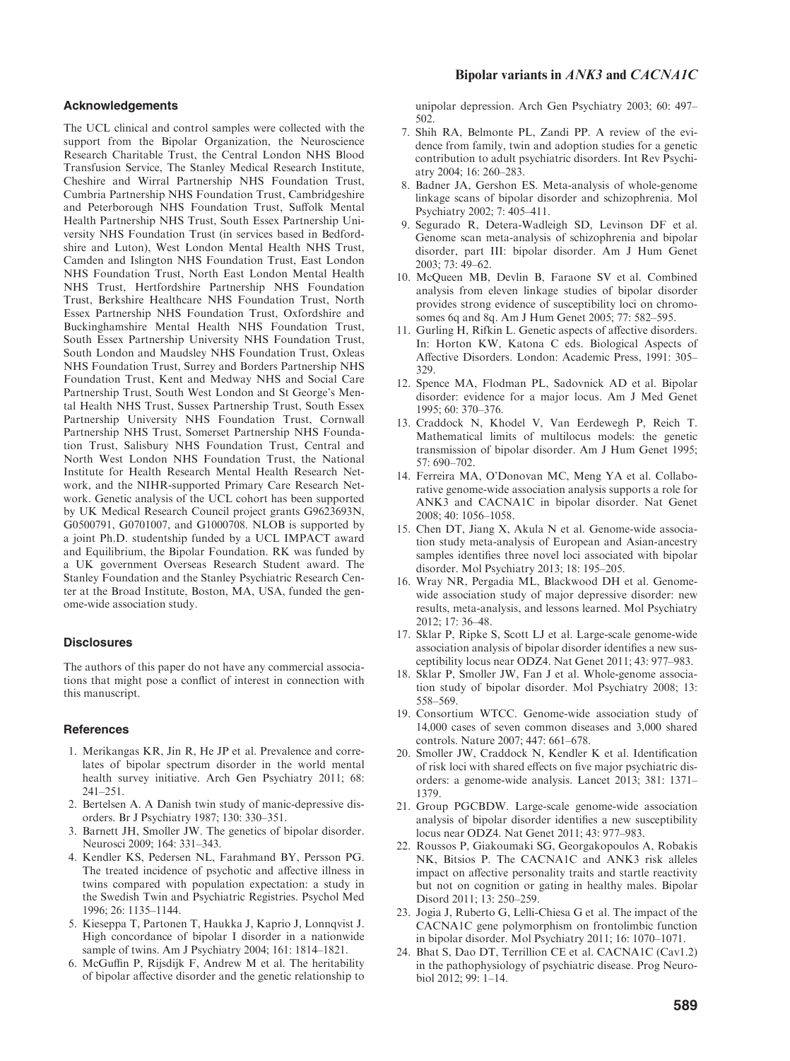### Acknowledgements

The UCL clinical and control samples were collected with the support from the Bipolar Organization, the Neuroscience Research Charitable Trust, the Central London NHS Blood Transfusion Service, The Stanley Medical Research Institute, Cheshire and Wirral Partnership NHS Foundation Trust, Cumbria Partnership NHS Foundation Trust, Cambridgeshire and Peterborough NHS Foundation Trust, Suffolk Mental Health Partnership NHS Trust, South Essex Partnership University NHS Foundation Trust (in services based in Bedfordshire and Luton), West London Mental Health NHS Trust, Camden and Islington NHS Foundation Trust, East London NHS Foundation Trust, North East London Mental Health NHS Trust, Hertfordshire Partnership NHS Foundation Trust, Berkshire Healthcare NHS Foundation Trust, North Essex Partnership NHS Foundation Trust, Oxfordshire and Buckinghamshire Mental Health NHS Foundation Trust, South Essex Partnership University NHS Foundation Trust, South London and Maudsley NHS Foundation Trust, Oxleas NHS Foundation Trust, Surrey and Borders Partnership NHS Foundation Trust, Kent and Medway NHS and Social Care Partnership Trust, South West London and St George's Mental Health NHS Trust, Sussex Partnership Trust, South Essex Partnership University NHS Foundation Trust, Cornwall Partnership NHS Trust, Somerset Partnership NHS Foundation Trust, Salisbury NHS Foundation Trust, Central and North West London NHS Foundation Trust, the National Institute for Health Research Mental Health Research Network, and the NIHR-supported Primary Care Research Network. Genetic analysis of the UCL cohort has been supported by UK Medical Research Council project grants G9623693N, G0500791, G0701007, and G1000708. NLOB is supported by a joint Ph.D. studentship funded by a UCL IMPACT award and Equilibrium, the Bipolar Foundation. RK was funded by a UK government Overseas Research Student award. The Stanley Foundation and the Stanley Psychiatric Research Center at the Broad Institute, Boston, MA, USA, funded the genome-wide association study.

### Disclosures

The authors of this paper do not have any commercial associations that might pose a conflict of interest in connection with this manuscript.

### References

1. Merikangas KR, Jin R, He JP et al. Prevalence and correlates of bipolar spectrum disorder in the world mental health survey initiative. Arch Gen Psychiatry 2011; 68: 241–251.
2. Bertelsen A. A Danish twin study of manic-depressive disorders. Br J Psychiatry 1987; 130: 330–351.
3. Barnett JH, Smoller JW. The genetics of bipolar disorder. Neurosci 2009; 164: 331–343.
4. Kendler KS, Pedersen NL, Farahmand BY, Persson PG. The treated incidence of psychotic and affective illness in twins compared with population expectation: a study in the Swedish Twin and Psychiatric Registries. Psychol Med 1996; 26: 1135–1144.
5. Kieseppa T, Partonen T, Haukka J, Kaprio J, Lonnqvist J. High concordance of bipolar I disorder in a nationwide sample of twins. Am J Psychiatry 2004; 161: 1814–1821.
6. McGuffin P, Rijsdijk F, Andrew M et al. The heritability of bipolar affective disorder and the genetic relationship to unipolar depression. Arch Gen Psychiatry 2003; 60: 497–502.
7. Shih RA, Belmonte PL, Zandi PP. A review of the evidence from family, twin and adoption studies for a genetic contribution to adult psychiatric disorders. Int Rev Psychiatry 2004; 16: 260–283.
8. Badner JA, Gershon ES. Meta-analysis of whole-genome linkage scans of bipolar disorder and schizophrenia. Mol Psychiatry 2002; 7: 405–411.
9. Segurado R, Detera-Wadleigh SD, Levinson DF et al. Genome scan meta-analysis of schizophrenia and bipolar disorder, part III: bipolar disorder. Am J Hum Genet 2003; 73: 49–62.
10. McQueen MB, Devlin B, Faraone SV et al. Combined analysis from eleven linkage studies of bipolar disorder provides strong evidence of susceptibility loci on chromosomes 6q and 8q. Am J Hum Genet 2005; 77: 582–595.
11. Gurling H, Rifkin L. Genetic aspects of affective disorders. In: Horton KW, Katona C eds. Biological Aspects of Affective Disorders. London: Academic Press, 1991: 305–329.
12. Spence MA, Flodman PL, Sadovnick AD et al. Bipolar disorder: evidence for a major locus. Am J Med Genet 1995; 60: 370–376.
13. Craddock N, Khodel V, Van Eerdewegh P, Reich T. Mathematical limits of multilocus models: the genetic transmission of bipolar disorder. Am J Hum Genet 1995; 57: 690–702.
14. Ferreira MA, O'Donovan MC, Meng YA et al. Collaborative genome-wide association analysis supports a role for ANK3 and CACNA1C in bipolar disorder. Nat Genet 2008; 40: 1056–1058.
15. Chen DT, Jiang X, Akula N et al. Genome-wide association study meta-analysis of European and Asian-ancestry samples identifies three novel loci associated with bipolar disorder. Mol Psychiatry 2013; 18: 195–205.
16. Wray NR, Pergadia ML, Blackwood DH et al. Genome-wide association study of major depressive disorder: new results, meta-analysis, and lessons learned. Mol Psychiatry 2012; 17: 36–48.
17. Sklar P, Ripke S, Scott LJ et al. Large-scale genome-wide association analysis of bipolar disorder identifies a new susceptibility locus near ODZ4. Nat Genet 2011; 43: 977–983.
18. Sklar P, Smoller JW, Fan J et al. Whole-genome association study of bipolar disorder. Mol Psychiatry 2008; 13: 558–569.
19. Consortium WTCC. Genome-wide association study of 14,000 cases of seven common diseases and 3,000 shared controls. Nature 2007; 447: 661–678.
20. Smoller JW, Craddock N, Kendler K et al. Identification of risk loci with shared effects on five major psychiatric disorders: a genome-wide analysis. Lancet 2013; 381: 1371–1379.
21. Group PGCBDW. Large-scale genome-wide association analysis of bipolar disorder identifies a new susceptibility locus near ODZ4. Nat Genet 2011; 43: 977–983.
22. Roussos P, Giakoumaki SG, Georgakopoulos A, Robakis NK, Bitsios P. The CACNA1C and ANK3 risk alleles impact on affective personality traits and startle reactivity but not on cognition or gating in healthy males. Bipolar Disord 2011; 13: 250–259.
23. Jogia J, Ruberto G, Lelli-Chiesa G et al. The impact of the CACNA1C gene polymorphism on frontolimbic function in bipolar disorder. Mol Psychiatry 2011; 16: 1070–1071.
24. Bhat S, Dao DT, Terrillion CE et al. CACNA1C (Cav1.2) in the pathophysiology of psychiatric disease. Prog Neurobiol 2012; 99: 1–14.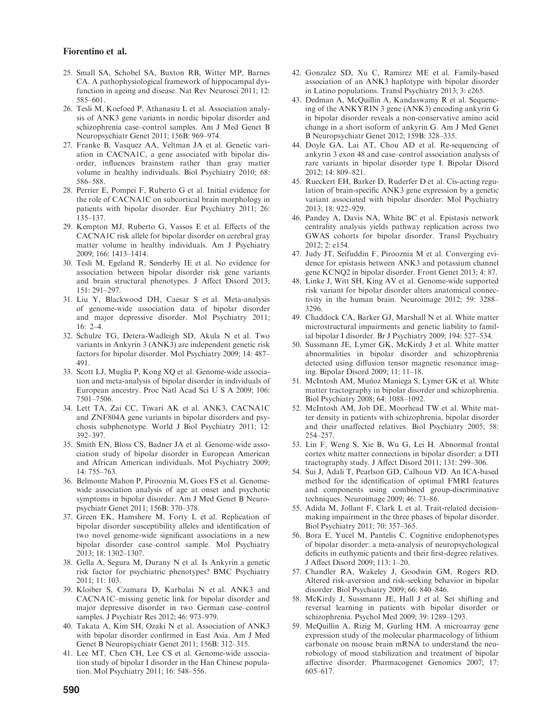25. Small SA, Schobel SA, Buxton RB, Witter MP, Barnes CA. A pathophysiological framework of hippocampal dysfunction in ageing and disease. Nat Rev Neurosci 2011; 12: 585–601.
26. Tesli M, Koefoed P, Athanasiu L et al. Association analysis of ANK3 gene variants in nordic bipolar disorder and schizophrenia case–control samples. Am J Med Genet B Neuropsychiatr Genet 2011; 156B: 969–974.
27. Franke B, Vasquez AA, Veltman JA et al. Genetic variation in CACNA1C, a gene associated with bipolar disorder, influences brainstem rather than gray matter volume in healthy individuals. Biol Psychiatry 2010; 68: 586–588.
28. Perrier E, Pompei F, Ruberto G et al. Initial evidence for the role of CACNA1C on subcortical brain morphology in patients with bipolar disorder. Eur Psychiatry 2011; 26: 135–137.
29. Kempton MJ, Ruberto G, Vassos E et al. Effects of the CACNA1C risk allele for bipolar disorder on cerebral gray matter volume in healthy individuals. Am J Psychiatry 2009; 166: 1413–1414.
30. Tesli M, Egeland R, Sønderby IE et al. No evidence for association between bipolar disorder risk gene variants and brain structural phenotypes. J Affect Disord 2013; 151: 291–297.
31. Liu Y, Blackwood DH, Caesar S et al. Meta-analysis of genome-wide association data of bipolar disorder and major depressive disorder. Mol Psychiatry 2011; 16: 2–4.
32. Schulze TG, Detera-Wadleigh SD, Akula N et al. Two variants in Ankyrin 3 (ANK3) are independent genetic risk factors for bipolar disorder. Mol Psychiatry 2009; 14: 487–491.
33. Scott LJ, Muglia P, Kong XQ et al. Genome-wide association and meta-analysis of bipolar disorder in individuals of European ancestry. Proc Natl Acad Sci U S A 2009; 106: 7501–7506.
34. Lett TA, Zai CC, Tiwari AK et al. ANK3, CACNA1C and ZNF804A gene variants in bipolar disorders and psychosis subphenotype. World J Biol Psychiatry 2011; 12: 392–397.
35. Smith EN, Bloss CS, Badner JA et al. Genome-wide association study of bipolar disorder in European American and African American individuals. Mol Psychiatry 2009; 14: 755–763.
36. Belmonte Mahon P, Pirooznia M, Goes FS et al. Genome-wide association analysis of age at onset and psychotic symptoms in bipolar disorder. Am J Med Genet B Neuropsychiatr Genet 2011; 156B: 370–378.
37. Green EK, Hamshere M, Forty L et al. Replication of bipolar disorder susceptibility alleles and identification of two novel genome-wide significant associations in a new bipolar disorder case–control sample. Mol Psychiatry 2013; 18: 1302–1307.
38. Gella A, Segura M, Durany N et al. Is Ankyrin a genetic risk factor for psychiatric phenotypes? BMC Psychiatry 2011; 11: 103.
39. Kloiber S, Czamara D, Karbalai N et al. ANK3 and CACNA1C–missing genetic link for bipolar disorder and major depressive disorder in two German case–control samples. J Psychiatr Res 2012; 46: 973–979.
40. Takata A, Kim SH, Ozaki N et al. Association of ANK3 with bipolar disorder confirmed in East Asia. Am J Med Genet B Neuropsychiatr Genet 2011; 156B: 312–315.
41. Lee MT, Chen CH, Lee CS et al. Genome-wide association study of bipolar I disorder in the Han Chinese population. Mol Psychiatry 2011; 16: 548–556.
42. Gonzalez SD, Xu C, Ramirez ME et al. Family-based association of an ANK3 haplotype with bipolar disorder in Latino populations. Transl Psychiatry 2013; 3: e265.
43. Dedman A, McQuillin A, Kandaswamy R et al. Sequencing of the ANKYRIN 3 gene (ANK3) encoding ankyrin G in bipolar disorder reveals a non-conservative amino acid change in a short isoform of ankyrin G. Am J Med Genet B Neuropsychiatr Genet 2012; 159B: 328–335.
44. Doyle GA, Lai AT, Chou AD et al. Re-sequencing of ankyrin 3 exon 48 and case–control association analysis of rare variants in bipolar disorder type I. Bipolar Disord 2012; 14: 809–821.
45. Rueckert EH, Barker D, Ruderfer D et al. Cis-acting regulation of brain-specific ANK3 gene expression by a genetic variant associated with bipolar disorder. Mol Psychiatry 2013; 18: 922–929.
46. Pandey A, Davis NA, White BC et al. Epistasis network centrality analysis yields pathway replication across two GWAS cohorts for bipolar disorder. Transl Psychiatry 2012; 2: e154.
47. Judy JT, Seifuddin F, Pirooznia M et al. Converging evidence for epistasis between ANK3 and potassium channel gene KCNQ2 in bipolar disorder. Front Genet 2013; 4: 87.
48. Linke J, Witt SH, King AV et al. Genome-wide supported risk variant for bipolar disorder alters anatomical connectivity in the human brain. Neuroimage 2012; 59: 3288–3296.
49. Chaddock CA, Barker GJ, Marshall N et al. White matter microstructural impairments and genetic liability to familial bipolar I disorder. Br J Psychiatry 2009; 194: 527–534.
50. Sussmann JE, Lymer GK, McKirdy J et al. White matter abnormalities in bipolar disorder and schizophrenia detected using diffusion tensor magnetic resonance imaging. Bipolar Disord 2009; 11: 11–18.
51. McIntosh AM, Muñoz Maniega S, Lymer GK et al. White matter tractography in bipolar disorder and schizophrenia. Biol Psychiatry 2008; 64: 1088–1092.
52. McIntosh AM, Job DE, Moorhead TW et al. White matter density in patients with schizophrenia, bipolar disorder and their unaffected relatives. Biol Psychiatry 2005; 58: 254–257.
53. Lin F, Weng S, Xie B, Wu G, Lei H. Abnormal frontal cortex white matter connections in bipolar disorder: a DTI tractography study. J Affect Disord 2011; 131: 299–306.
54. Sui J, Adali T, Pearlson GD, Calhoun VD. An ICA-based method for the identification of optimal FMRI features and components using combined group-discriminative techniques. Neuroimage 2009; 46: 73–86.
55. Adida M, Jollant F, Clark L et al. Trait-related decision-making impairment in the three phases of bipolar disorder. Biol Psychiatry 2011; 70: 357–365.
56. Bora E, Yucel M, Pantelis C. Cognitive endophenotypes of bipolar disorder: a meta-analysis of neuropsychological deficits in euthymic patients and their first-degree relatives. J Affect Disord 2009; 113: 1–20.
57. Chandler RA, Wakeley J, Goodwin GM, Rogers RD. Altered risk-aversion and risk-seeking behavior in bipolar disorder. Biol Psychiatry 2009; 66: 840–846.
58. McKirdy J, Sussmann JE, Hall J et al. Set shifting and reversal learning in patients with bipolar disorder or schizophrenia. Psychol Med 2009; 39: 1289–1293.
59. McQuillin A, Rizig M, Gurling HM. A microarray gene expression study of the molecular pharmacology of lithium carbonate on mouse brain mRNA to understand the neurobiology of mood stabilization and treatment of bipolar affective disorder. Pharmacogenet Genomics 2007; 17: 605–617.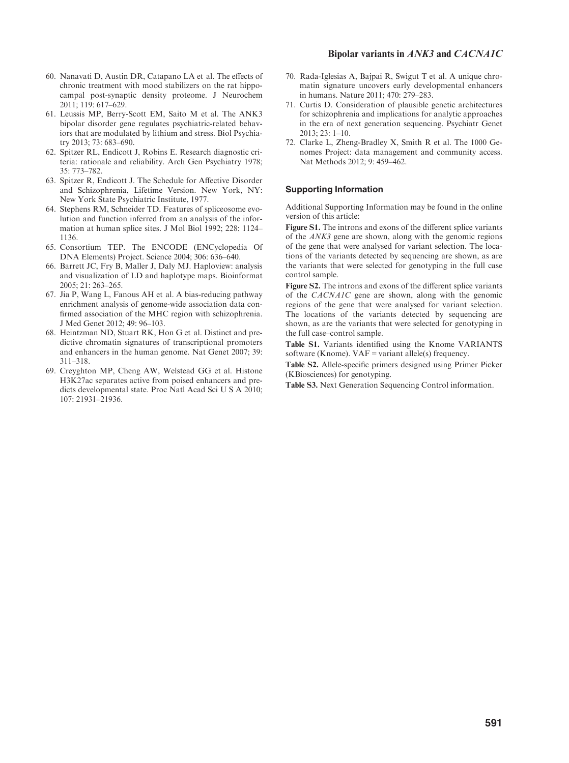60. Nanavati D, Austin DR, Catapano LA et al. The effects of chronic treatment with mood stabilizers on the rat hippocampal post-synaptic density proteome. J Neurochem 2011; 119: 617–629.
61. Leussis MP, Berry-Scott EM, Saito M et al. The ANK3 bipolar disorder gene regulates psychiatric-related behaviors that are modulated by lithium and stress. Biol Psychiatry 2013; 73: 683–690.
62. Spitzer RL, Endicott J, Robins E. Research diagnostic criteria: rationale and reliability. Arch Gen Psychiatry 1978; 35: 773–782.
63. Spitzer R, Endicott J. The Schedule for Affective Disorder and Schizophrenia, Lifetime Version. New York, NY: New York State Psychiatric Institute, 1977.
64. Stephens RM, Schneider TD. Features of spliceosome evolution and function inferred from an analysis of the information at human splice sites. J Mol Biol 1992; 228: 1124–1136.
65. Consortium TEP. The ENCODE (ENCyclopedia Of DNA Elements) Project. Science 2004; 306: 636–640.
66. Barrett JC, Fry B, Maller J, Daly MJ. Haploview: analysis and visualization of LD and haplotype maps. Bioinformat 2005; 21: 263–265.
67. Jia P, Wang L, Fanous AH et al. A bias-reducing pathway enrichment analysis of genome-wide association data confirmed association of the MHC region with schizophrenia. J Med Genet 2012; 49: 96–103.
68. Heintzman ND, Stuart RK, Hon G et al. Distinct and predictive chromatin signatures of transcriptional promoters and enhancers in the human genome. Nat Genet 2007; 39: 311–318.
69. Creyghton MP, Cheng AW, Welstead GG et al. Histone H3K27ac separates active from poised enhancers and predicts developmental state. Proc Natl Acad Sci U S A 2010; 107: 21931–21936.
70. Rada-Iglesias A, Bajpai R, Swigut T et al. A unique chromatin signature uncovers early developmental enhancers in humans. Nature 2011; 470: 279–283.
71. Curtis D. Consideration of plausible genetic architectures for schizophrenia and implications for analytic approaches in the era of next generation sequencing. Psychiatr Genet 2013; 23: 1–10.
72. Clarke L, Zheng-Bradley X, Smith R et al. The 1000 Genomes Project: data management and community access. Nat Methods 2012; 9: 459–462.

## Supporting Information

Additional Supporting Information may be found in the online version of this article:

**Figure S1.** The introns and exons of the different splice variants of the *ANK3* gene are shown, along with the genomic regions of the gene that were analysed for variant selection. The locations of the variants detected by sequencing are shown, as are the variants that were selected for genotyping in the full case control sample.

**Figure S2.** The introns and exons of the different splice variants of the *CACNA1C* gene are shown, along with the genomic regions of the gene that were analysed for variant selection. The locations of the variants detected by sequencing are shown, as are the variants that were selected for genotyping in the full case–control sample.

**Table S1.** Variants identified using the Knome VARIANTS software (Knome). VAF = variant allele(s) frequency.

**Table S2.** Allele-specific primers designed using Primer Picker (KBiosciences) for genotyping.

**Table S3.** Next Generation Sequencing Control information.